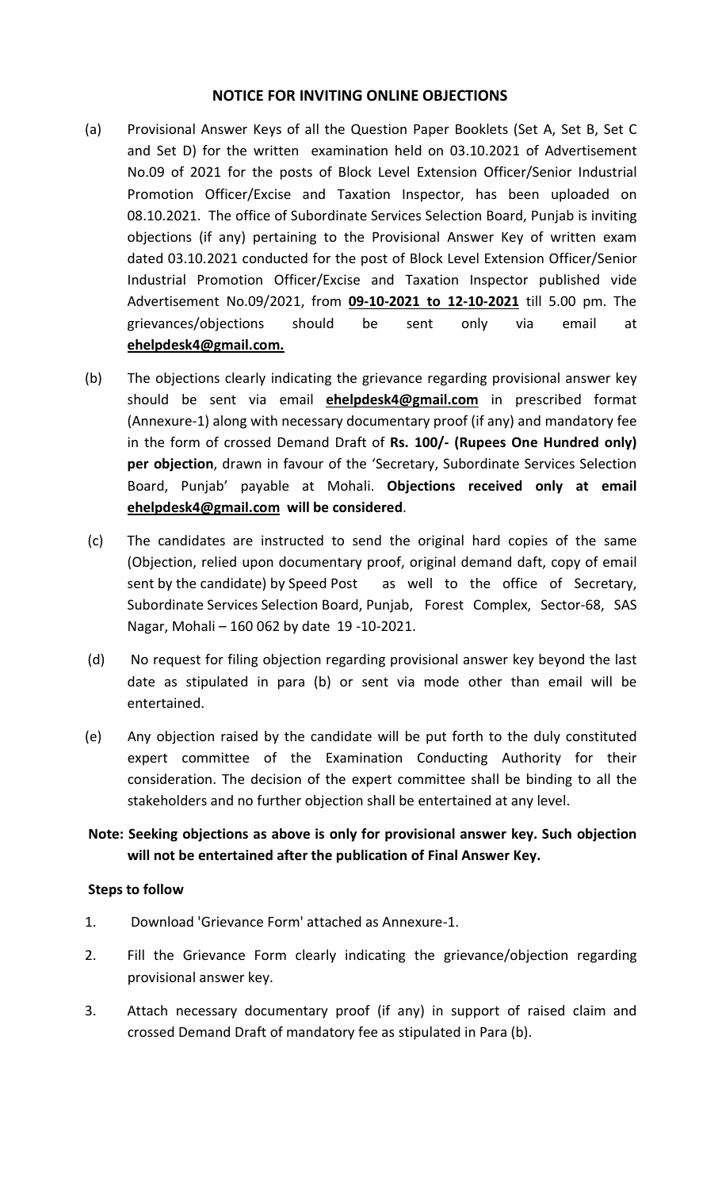## NOTICE FOR INVITING ONLINE OBJECTIONS

(a) Provisional Answer Keys of all the Question Paper Booklets (Set A, Set B, Set C and Set D) for the written examination held on 03.10.2021 of Advertisement No.09 of 2021 for the posts of Block Level Extension Officer/Senior Industrial Promotion Officer/Excise and Taxation Inspector, has been uploaded on 08.10.2021. The office of Subordinate Services Selection Board, Punjab is inviting objections (if any) pertaining to the Provisional Answer Key of written exam dated 03.10.2021 conducted for the post of Block Level Extension Officer/Senior Industrial Promotion Officer/Excise and Taxation Inspector published vide Advertisement No.09/2021, from **09-10-2021 to 12-10-2021** till 5.00 pm. The grievances/objections should be sent only via email at **ehelpdesk4@gmail.com.**

(b) The objections clearly indicating the grievance regarding provisional answer key should be sent via email **ehelpdesk4@gmail.com** in prescribed format (Annexure-1) along with necessary documentary proof (if any) and mandatory fee in the form of crossed Demand Draft of **Rs. 100/- (Rupees One Hundred only) per objection**, drawn in favour of the 'Secretary, Subordinate Services Selection Board, Punjab' payable at Mohali. **Objections received only at email ehelpdesk4@gmail.com will be considered**.

(c) The candidates are instructed to send the original hard copies of the same (Objection, relied upon documentary proof, original demand daft, copy of email sent by the candidate) by Speed Post as well to the office of Secretary, Subordinate Services Selection Board, Punjab, Forest Complex, Sector-68, SAS Nagar, Mohali – 160 062 by date 19 -10-2021.

(d) No request for filing objection regarding provisional answer key beyond the last date as stipulated in para (b) or sent via mode other than email will be entertained.

(e) Any objection raised by the candidate will be put forth to the duly constituted expert committee of the Examination Conducting Authority for their consideration. The decision of the expert committee shall be binding to all the stakeholders and no further objection shall be entertained at any level.

**Note: Seeking objections as above is only for provisional answer key. Such objection will not be entertained after the publication of Final Answer Key.**

**Steps to follow**

1. Download 'Grievance Form' attached as Annexure-1.
2. Fill the Grievance Form clearly indicating the grievance/objection regarding provisional answer key.
3. Attach necessary documentary proof (if any) in support of raised claim and crossed Demand Draft of mandatory fee as stipulated in Para (b).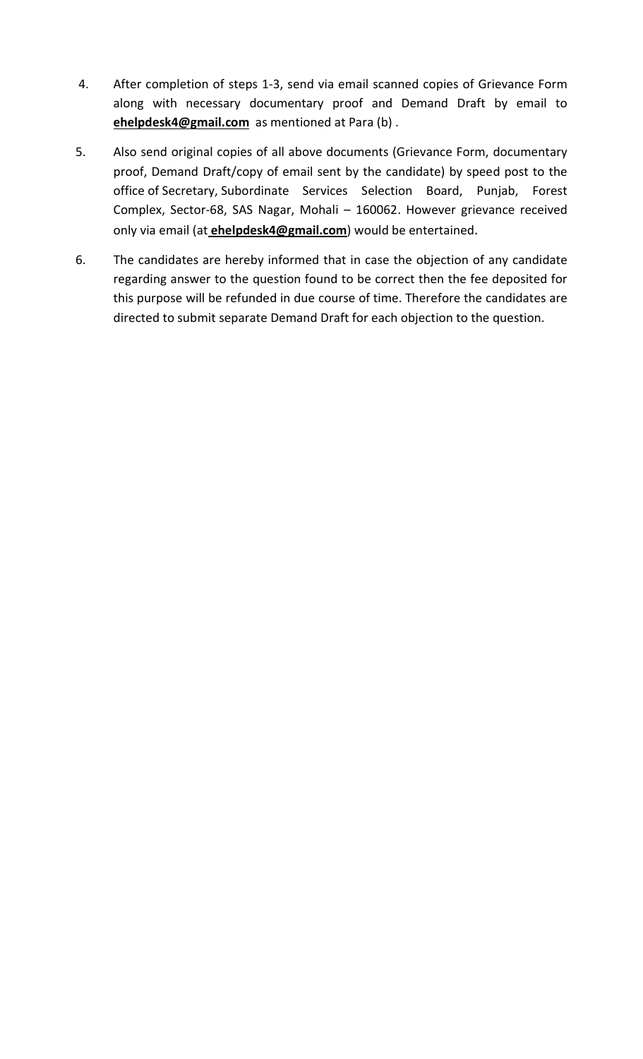4. After completion of steps 1-3, send via email scanned copies of Grievance Form along with necessary documentary proof and Demand Draft by email to **ehelpdesk4@gmail.com** as mentioned at Para (b) .

5. Also send original copies of all above documents (Grievance Form, documentary proof, Demand Draft/copy of email sent by the candidate) by speed post to the office of Secretary, Subordinate Services Selection Board, Punjab, Forest Complex, Sector-68, SAS Nagar, Mohali – 160062. However grievance received only via email (at **ehelpdesk4@gmail.com**) would be entertained.

6. The candidates are hereby informed that in case the objection of any candidate regarding answer to the question found to be correct then the fee deposited for this purpose will be refunded in due course of time. Therefore the candidates are directed to submit separate Demand Draft for each objection to the question.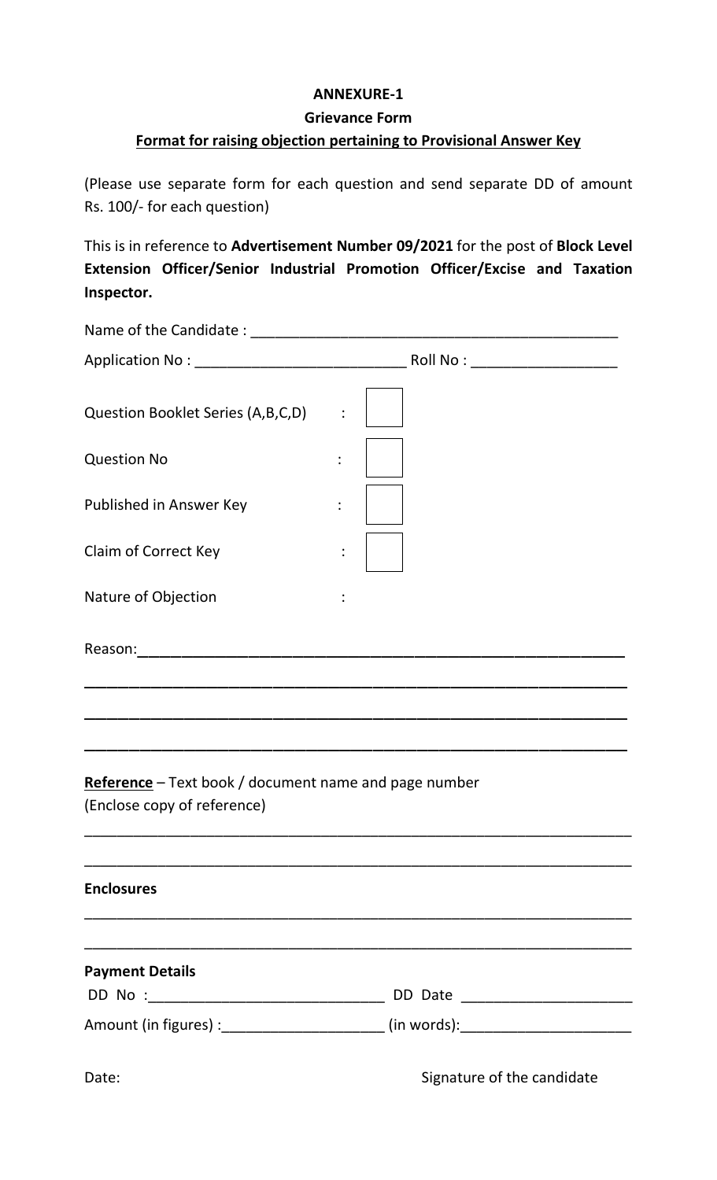**ANNEXURE-1**

**Grievance Form**

**Format for raising objection pertaining to Provisional Answer Key**

(Please use separate form for each question and send separate DD of amount Rs. 100/- for each question)

This is in reference to **Advertisement Number 09/2021** for the post of **Block Level Extension Officer/Senior Industrial Promotion Officer/Excise and Taxation Inspector.**

Name of the Candidate : ____________________________________________

Application No : _________________________ Roll No : _________________

Question Booklet Series (A,B,C,D) : [ ]

Question No : [ ]

Published in Answer Key : [ ]

Claim of Correct Key : [ ]

Nature of Objection :

Reason:___________________________________________________________

__________________________________________________________________

__________________________________________________________________

__________________________________________________________________

**Reference** – Text book / document name and page number
(Enclose copy of reference)

__________________________________________________________________

__________________________________________________________________

**Enclosures**

__________________________________________________________________

__________________________________________________________________

**Payment Details**

DD No :____________________________ DD Date ____________________

Amount (in figures) :___________________ (in words):____________________

Date: Signature of the candidate